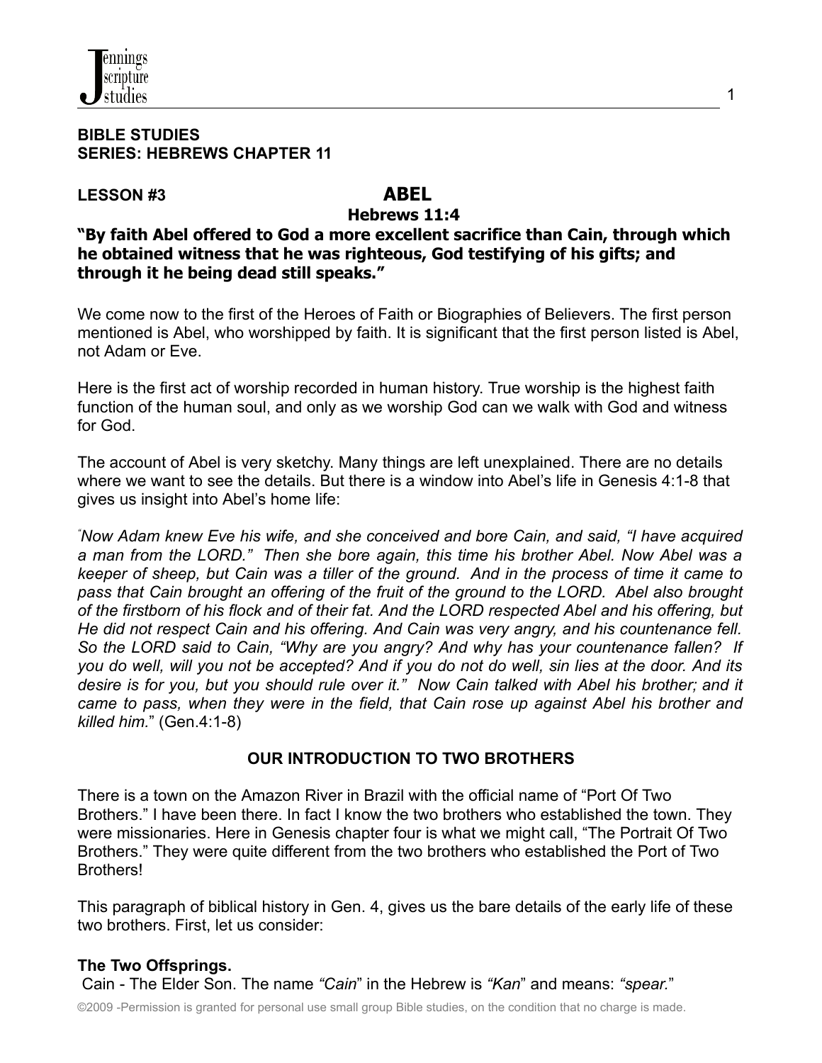**BIBLE STUDIES**
**SERIES: HEBREWS CHAPTER 11**

**LESSON #3** **ABEL**

**Hebrews 11:4**

**"By faith Abel offered to God a more excellent sacrifice than Cain, through which he obtained witness that he was righteous, God testifying of his gifts; and through it he being dead still speaks."**

We come now to the first of the Heroes of Faith or Biographies of Believers. The first person mentioned is Abel, who worshipped by faith. It is significant that the first person listed is Abel, not Adam or Eve.

Here is the first act of worship recorded in human history. True worship is the highest faith function of the human soul, and only as we worship God can we walk with God and witness for God.

The account of Abel is very sketchy. Many things are left unexplained. There are no details where we want to see the details. But there is a window into Abel's life in Genesis 4:1-8 that gives us insight into Abel's home life:

"*Now Adam knew Eve his wife, and she conceived and bore Cain, and said, "I have acquired a man from the LORD." Then she bore again, this time his brother Abel. Now Abel was a keeper of sheep, but Cain was a tiller of the ground. And in the process of time it came to pass that Cain brought an offering of the fruit of the ground to the LORD. Abel also brought of the firstborn of his flock and of their fat. And the LORD respected Abel and his offering, but He did not respect Cain and his offering. And Cain was very angry, and his countenance fell. So the LORD said to Cain, "Why are you angry? And why has your countenance fallen? If you do well, will you not be accepted? And if you do not do well, sin lies at the door. And its desire is for you, but you should rule over it." Now Cain talked with Abel his brother; and it came to pass, when they were in the field, that Cain rose up against Abel his brother and killed him.*" (Gen.4:1-8)

**OUR INTRODUCTION TO TWO BROTHERS**

There is a town on the Amazon River in Brazil with the official name of "Port Of Two Brothers." I have been there. In fact I know the two brothers who established the town. They were missionaries. Here in Genesis chapter four is what we might call, "The Portrait Of Two Brothers." They were quite different from the two brothers who established the Port of Two Brothers!

This paragraph of biblical history in Gen. 4, gives us the bare details of the early life of these two brothers. First, let us consider:

**The Two Offsprings.**

Cain - The Elder Son. The name *"Cain*" in the Hebrew is *"Kan*" and means: *"spear."*

©2009 -Permission is granted for personal use small group Bible studies, on the condition that no charge is made.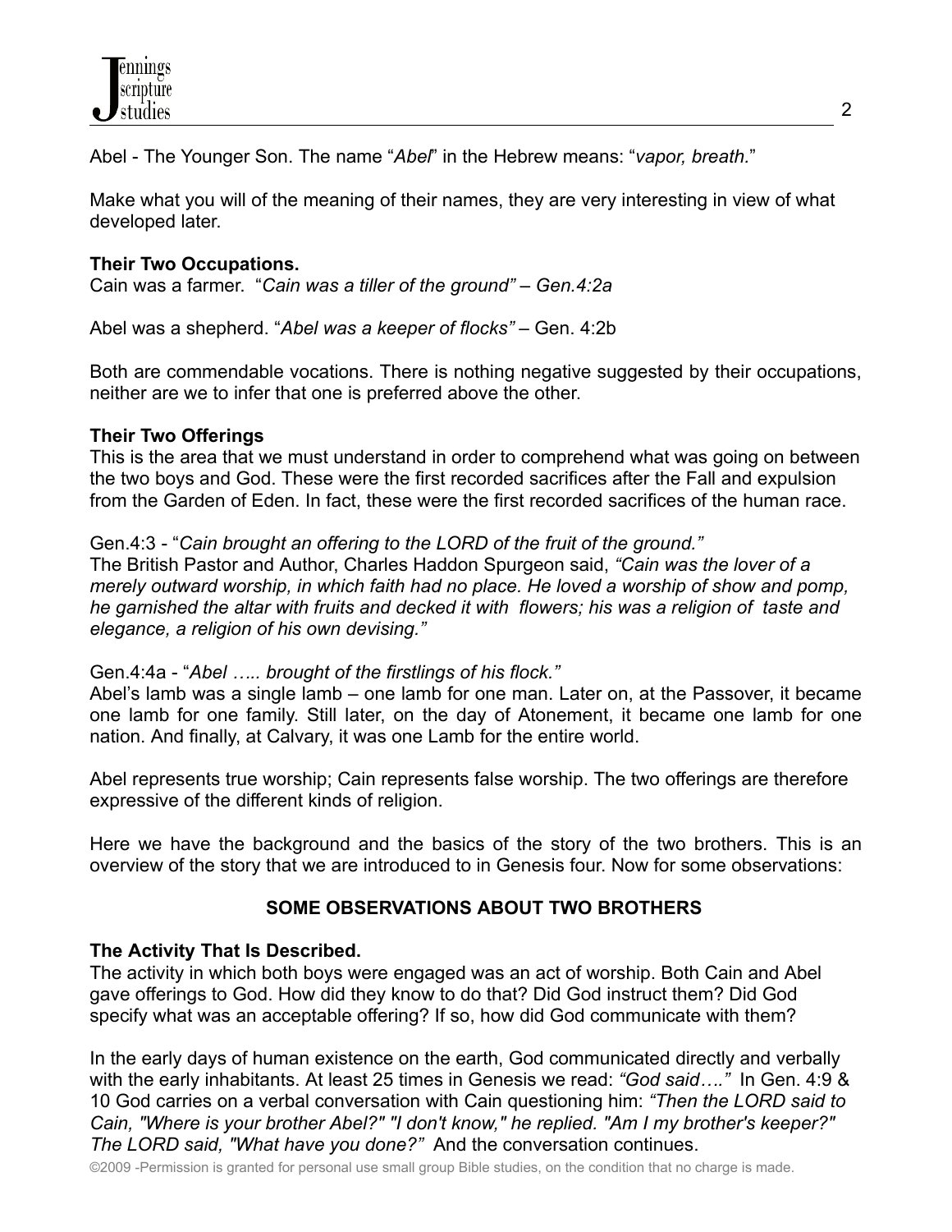Abel - The Younger Son. The name "*Abel*" in the Hebrew means: "*vapor, breath*."

Make what you will of the meaning of their names, they are very interesting in view of what developed later.

**Their Two Occupations.**
Cain was a farmer. "*Cain was a tiller of the ground" – Gen.4:2a*

Abel was a shepherd. "*Abel was a keeper of flocks"* – Gen. 4:2b

Both are commendable vocations. There is nothing negative suggested by their occupations, neither are we to infer that one is preferred above the other.

**Their Two Offerings**
This is the area that we must understand in order to comprehend what was going on between the two boys and God. These were the first recorded sacrifices after the Fall and expulsion from the Garden of Eden. In fact, these were the first recorded sacrifices of the human race.

Gen.4:3 - "*Cain brought an offering to the LORD of the fruit of the ground."*
The British Pastor and Author, Charles Haddon Spurgeon said, *"Cain was the lover of a merely outward worship, in which faith had no place. He loved a worship of show and pomp, he garnished the altar with fruits and decked it with flowers; his was a religion of taste and elegance, a religion of his own devising."*

Gen.4:4a - "*Abel ….. brought of the firstlings of his flock."*
Abel's lamb was a single lamb – one lamb for one man. Later on, at the Passover, it became one lamb for one family. Still later, on the day of Atonement, it became one lamb for one nation. And finally, at Calvary, it was one Lamb for the entire world.

Abel represents true worship; Cain represents false worship. The two offerings are therefore expressive of the different kinds of religion.

Here we have the background and the basics of the story of the two brothers. This is an overview of the story that we are introduced to in Genesis four. Now for some observations:

## SOME OBSERVATIONS ABOUT TWO BROTHERS

**The Activity That Is Described.**
The activity in which both boys were engaged was an act of worship. Both Cain and Abel gave offerings to God. How did they know to do that? Did God instruct them? Did God specify what was an acceptable offering? If so, how did God communicate with them?

In the early days of human existence on the earth, God communicated directly and verbally with the early inhabitants. At least 25 times in Genesis we read: *"God said…."* In Gen. 4:9 & 10 God carries on a verbal conversation with Cain questioning him: *"Then the LORD said to Cain, "Where is your brother Abel?" "I don't know," he replied. "Am I my brother's keeper?" The LORD said, "What have you done?"* And the conversation continues.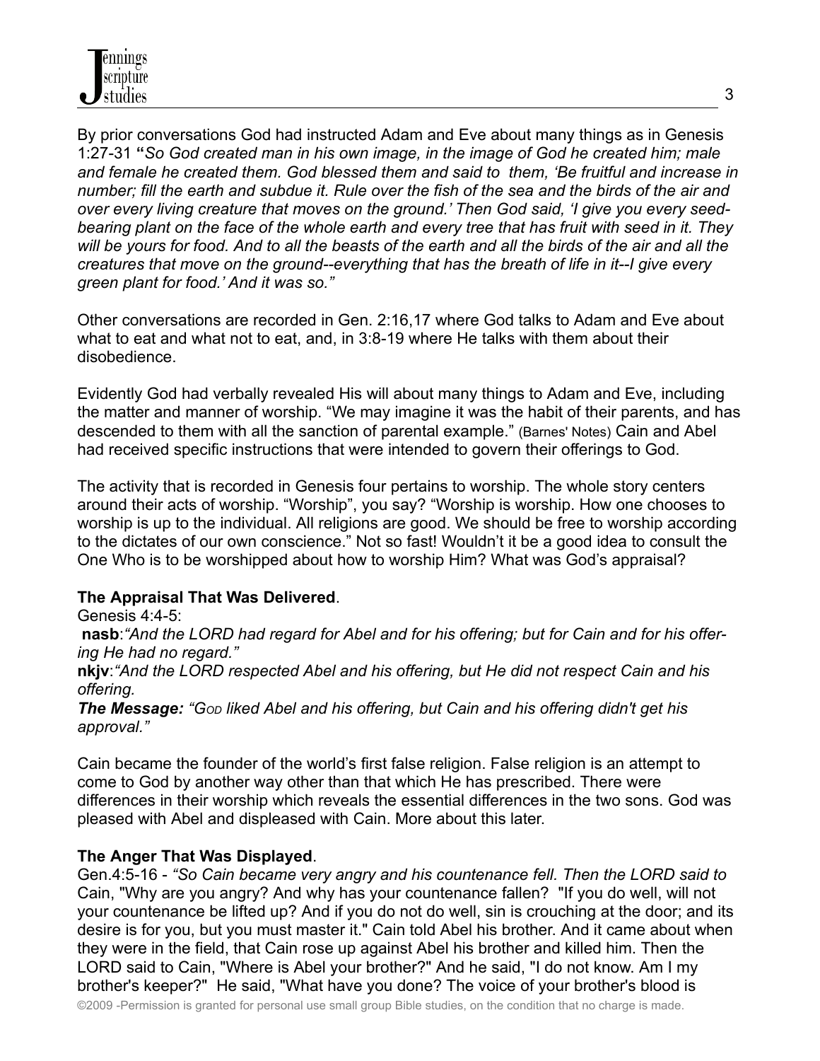By prior conversations God had instructed Adam and Eve about many things as in Genesis 1:27-31 **"***So God created man in his own image, in the image of God he created him; male and female he created them. God blessed them and said to them, 'Be fruitful and increase in number; fill the earth and subdue it. Rule over the fish of the sea and the birds of the air and over every living creature that moves on the ground.' Then God said, 'I give you every seed-bearing plant on the face of the whole earth and every tree that has fruit with seed in it. They will be yours for food. And to all the beasts of the earth and all the birds of the air and all the creatures that move on the ground--everything that has the breath of life in it--I give every green plant for food.' And it was so."*

Other conversations are recorded in Gen. 2:16,17 where God talks to Adam and Eve about what to eat and what not to eat, and, in 3:8-19 where He talks with them about their disobedience.

Evidently God had verbally revealed His will about many things to Adam and Eve, including the matter and manner of worship. "We may imagine it was the habit of their parents, and has descended to them with all the sanction of parental example." (Barnes' Notes) Cain and Abel had received specific instructions that were intended to govern their offerings to God.

The activity that is recorded in Genesis four pertains to worship. The whole story centers around their acts of worship. "Worship", you say? "Worship is worship. How one chooses to worship is up to the individual. All religions are good. We should be free to worship according to the dictates of our own conscience." Not so fast! Wouldn't it be a good idea to consult the One Who is to be worshipped about how to worship Him? What was God's appraisal?

**The Appraisal That Was Delivered**.

Genesis 4:4-5:

**nasb**:*"And the LORD had regard for Abel and for his offering; but for Cain and for his offering He had no regard."*

**nkjv**:*"And the LORD respected Abel and his offering, but He did not respect Cain and his offering.*

***The Message:*** *"GOD liked Abel and his offering, but Cain and his offering didn't get his approval."*

Cain became the founder of the world's first false religion. False religion is an attempt to come to God by another way other than that which He has prescribed. There were differences in their worship which reveals the essential differences in the two sons. God was pleased with Abel and displeased with Cain. More about this later.

**The Anger That Was Displayed**.

Gen.4:5-16 - *"So Cain became very angry and his countenance fell. Then the LORD said to* Cain, "Why are you angry? And why has your countenance fallen? "If you do well, will not your countenance be lifted up? And if you do not do well, sin is crouching at the door; and its desire is for you, but you must master it." Cain told Abel his brother. And it came about when they were in the field, that Cain rose up against Abel his brother and killed him. Then the LORD said to Cain, "Where is Abel your brother?" And he said, "I do not know. Am I my brother's keeper?" He said, "What have you done? The voice of your brother's blood is

©2009 -Permission is granted for personal use small group Bible studies, on the condition that no charge is made.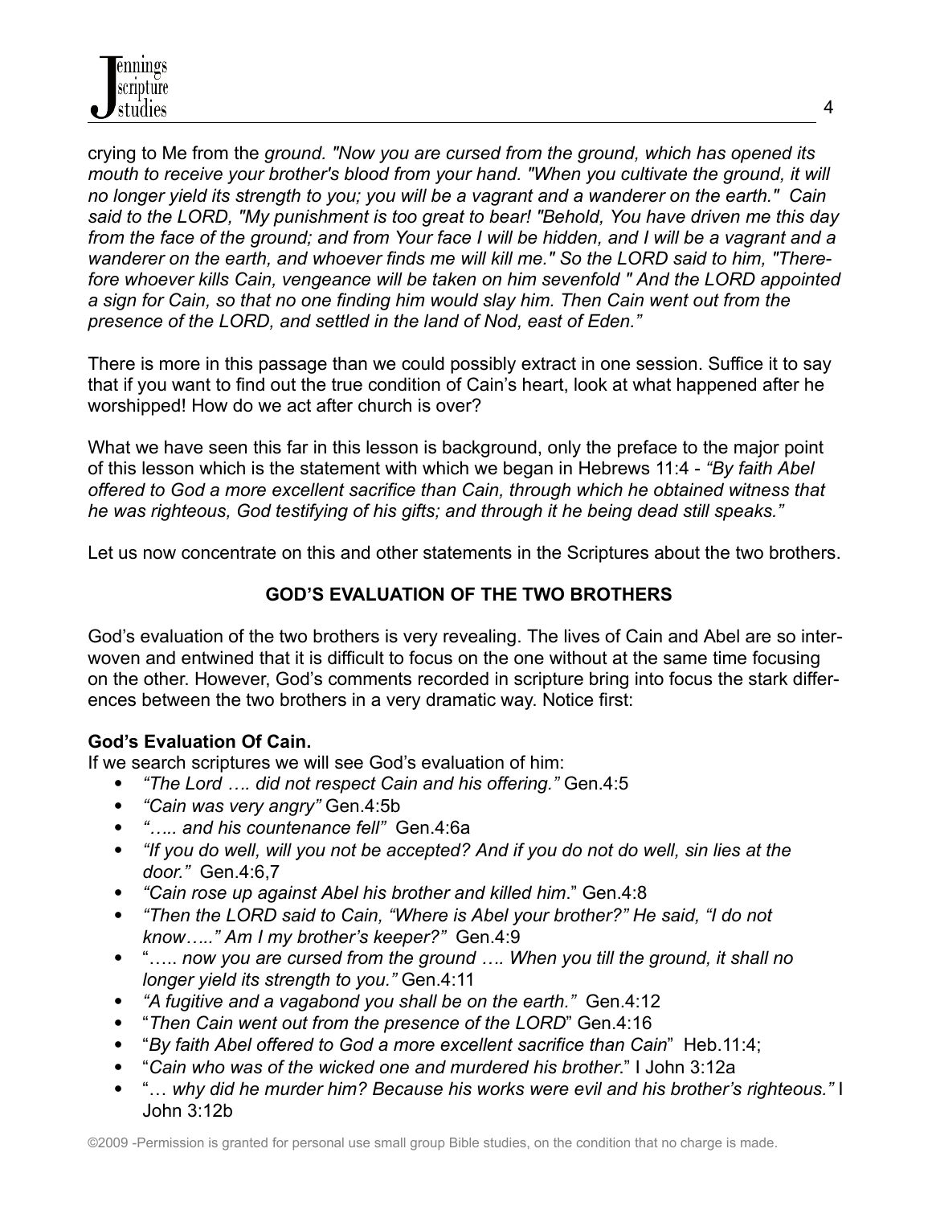crying to Me from the *ground. "Now you are cursed from the ground, which has opened its mouth to receive your brother's blood from your hand. "When you cultivate the ground, it will no longer yield its strength to you; you will be a vagrant and a wanderer on the earth." Cain said to the LORD, "My punishment is too great to bear! "Behold, You have driven me this day from the face of the ground; and from Your face I will be hidden, and I will be a vagrant and a wanderer on the earth, and whoever finds me will kill me." So the LORD said to him, "Therefore whoever kills Cain, vengeance will be taken on him sevenfold " And the LORD appointed a sign for Cain, so that no one finding him would slay him. Then Cain went out from the presence of the LORD, and settled in the land of Nod, east of Eden."*

There is more in this passage than we could possibly extract in one session. Suffice it to say that if you want to find out the true condition of Cain's heart, look at what happened after he worshipped! How do we act after church is over?

What we have seen this far in this lesson is background, only the preface to the major point of this lesson which is the statement with which we began in Hebrews 11:4 - *"By faith Abel offered to God a more excellent sacrifice than Cain, through which he obtained witness that he was righteous, God testifying of his gifts; and through it he being dead still speaks."*

Let us now concentrate on this and other statements in the Scriptures about the two brothers.

## GOD'S EVALUATION OF THE TWO BROTHERS

God's evaluation of the two brothers is very revealing. The lives of Cain and Abel are so interwoven and entwined that it is difficult to focus on the one without at the same time focusing on the other. However, God's comments recorded in scripture bring into focus the stark differences between the two brothers in a very dramatic way. Notice first:

**God's Evaluation Of Cain.**

If we search scriptures we will see God's evaluation of him:

- *"The Lord …. did not respect Cain and his offering."* Gen.4:5
- *"Cain was very angry"* Gen.4:5b
- *"….. and his countenance fell"* Gen.4:6a
- *"If you do well, will you not be accepted? And if you do not do well, sin lies at the door."* Gen.4:6,7
- *"Cain rose up against Abel his brother and killed him*." Gen.4:8
- *"Then the LORD said to Cain, "Where is Abel your brother?" He said, "I do not know….." Am I my brother's keeper?"* Gen.4:9
- "….. *now you are cursed from the ground …. When you till the ground, it shall no longer yield its strength to you."* Gen.4:11
- *"A fugitive and a vagabond you shall be on the earth."* Gen.4:12
- "*Then Cain went out from the presence of the LORD*" Gen.4:16
- "*By faith Abel offered to God a more excellent sacrifice than Cain*" Heb.11:4;
- "*Cain who was of the wicked one and murdered his brother*." I John 3:12a
- "… *why did he murder him? Because his works were evil and his brother's righteous."* I John 3:12b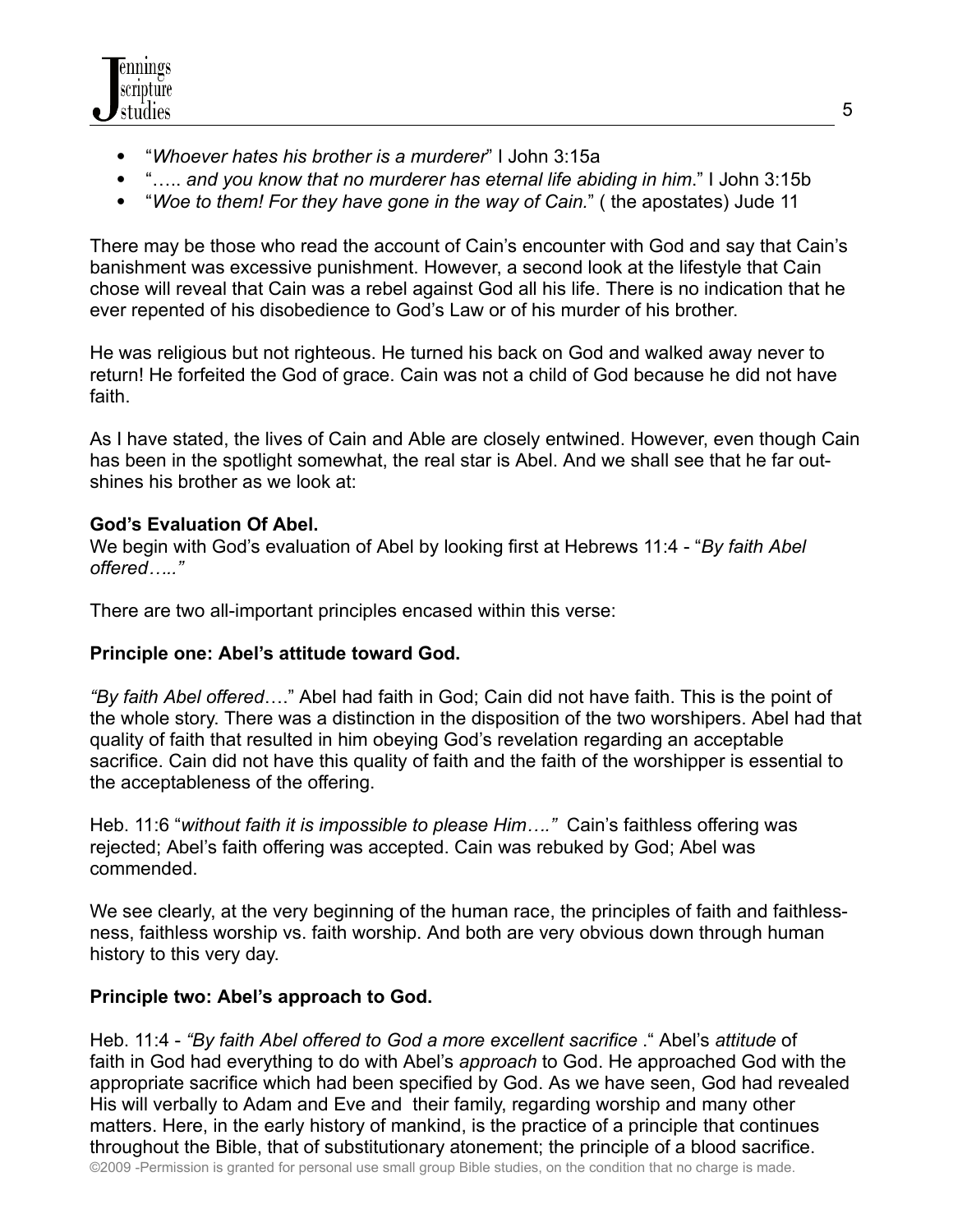- "*Whoever hates his brother is a murderer*" I John 3:15a
- "….. *and you know that no murderer has eternal life abiding in him*." I John 3:15b
- "*Woe to them! For they have gone in the way of Cain.*" ( the apostates) Jude 11

There may be those who read the account of Cain's encounter with God and say that Cain's banishment was excessive punishment. However, a second look at the lifestyle that Cain chose will reveal that Cain was a rebel against God all his life. There is no indication that he ever repented of his disobedience to God's Law or of his murder of his brother.

He was religious but not righteous. He turned his back on God and walked away never to return! He forfeited the God of grace. Cain was not a child of God because he did not have faith.

As I have stated, the lives of Cain and Able are closely entwined. However, even though Cain has been in the spotlight somewhat, the real star is Abel. And we shall see that he far outshines his brother as we look at:

**God's Evaluation Of Abel.**
We begin with God's evaluation of Abel by looking first at Hebrews 11:4 - "*By faith Abel offered….."*

There are two all-important principles encased within this verse:

**Principle one: Abel's attitude toward God.**

*"By faith Abel offered*…." Abel had faith in God; Cain did not have faith. This is the point of the whole story. There was a distinction in the disposition of the two worshipers. Abel had that quality of faith that resulted in him obeying God's revelation regarding an acceptable sacrifice. Cain did not have this quality of faith and the faith of the worshipper is essential to the acceptableness of the offering.

Heb. 11:6 "*without faith it is impossible to please Him…."* Cain's faithless offering was rejected; Abel's faith offering was accepted. Cain was rebuked by God; Abel was commended.

We see clearly, at the very beginning of the human race, the principles of faith and faithlessness, faithless worship vs. faith worship. And both are very obvious down through human history to this very day.

**Principle two: Abel's approach to God.**

Heb. 11:4 - *"By faith Abel offered to God a more excellent sacrifice* ." Abel's *attitude* of faith in God had everything to do with Abel's *approach* to God. He approached God with the appropriate sacrifice which had been specified by God. As we have seen, God had revealed His will verbally to Adam and Eve and their family, regarding worship and many other matters. Here, in the early history of mankind, is the practice of a principle that continues throughout the Bible, that of substitutionary atonement; the principle of a blood sacrifice.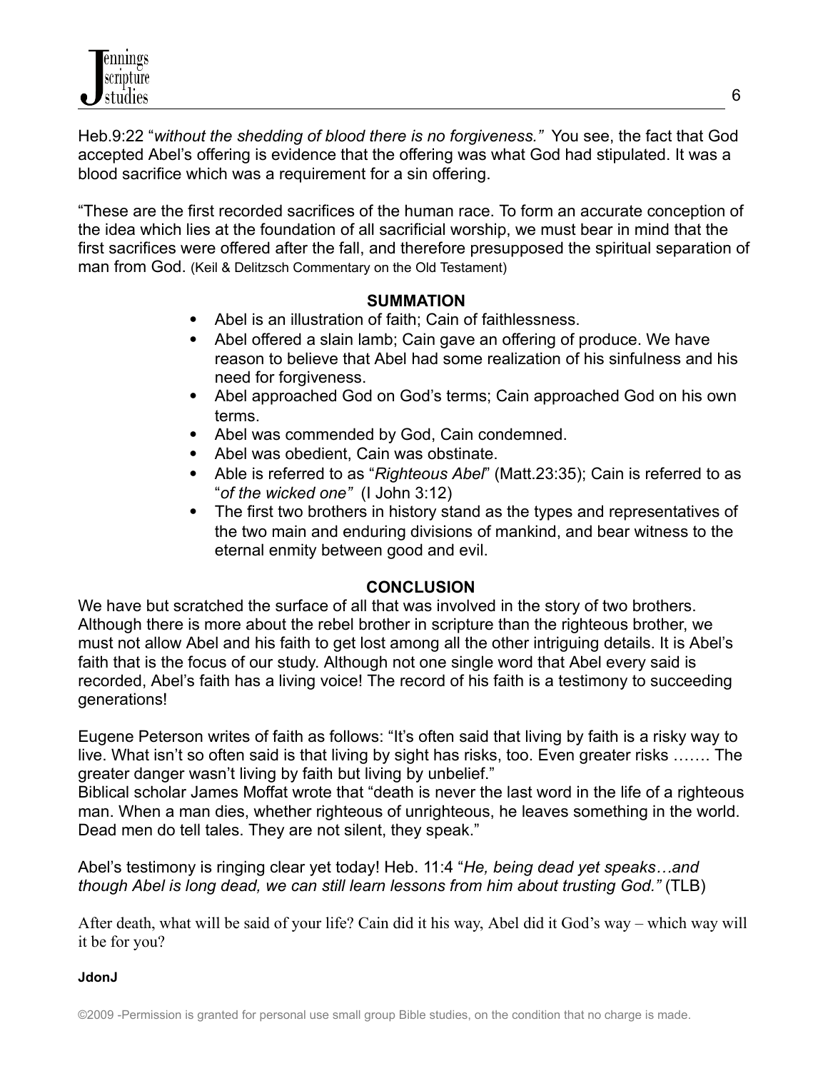Heb.9:22 "*without the shedding of blood there is no forgiveness.*" You see, the fact that God accepted Abel's offering is evidence that the offering was what God had stipulated. It was a blood sacrifice which was a requirement for a sin offering.

"These are the first recorded sacrifices of the human race. To form an accurate conception of the idea which lies at the foundation of all sacrificial worship, we must bear in mind that the first sacrifices were offered after the fall, and therefore presupposed the spiritual separation of man from God. (Keil & Delitzsch Commentary on the Old Testament)

**SUMMATION**

- Abel is an illustration of faith; Cain of faithlessness.
- Abel offered a slain lamb; Cain gave an offering of produce. We have reason to believe that Abel had some realization of his sinfulness and his need for forgiveness.
- Abel approached God on God's terms; Cain approached God on his own terms.
- Abel was commended by God, Cain condemned.
- Abel was obedient, Cain was obstinate.
- Able is referred to as "*Righteous Abel*" (Matt.23:35); Cain is referred to as "*of the wicked one*" (I John 3:12)
- The first two brothers in history stand as the types and representatives of the two main and enduring divisions of mankind, and bear witness to the eternal enmity between good and evil.

**CONCLUSION**

We have but scratched the surface of all that was involved in the story of two brothers. Although there is more about the rebel brother in scripture than the righteous brother, we must not allow Abel and his faith to get lost among all the other intriguing details. It is Abel's faith that is the focus of our study. Although not one single word that Abel every said is recorded, Abel's faith has a living voice! The record of his faith is a testimony to succeeding generations!

Eugene Peterson writes of faith as follows: "It's often said that living by faith is a risky way to live. What isn't so often said is that living by sight has risks, too. Even greater risks ……. The greater danger wasn't living by faith but living by unbelief."
Biblical scholar James Moffat wrote that "death is never the last word in the life of a righteous man. When a man dies, whether righteous of unrighteous, he leaves something in the world. Dead men do tell tales. They are not silent, they speak."

Abel's testimony is ringing clear yet today! Heb. 11:4 "*He, being dead yet speaks…and though Abel is long dead, we can still learn lessons from him about trusting God.*" (TLB)

After death, what will be said of your life? Cain did it his way, Abel did it God's way – which way will it be for you?

**JdonJ**

©2009 -Permission is granted for personal use small group Bible studies, on the condition that no charge is made.